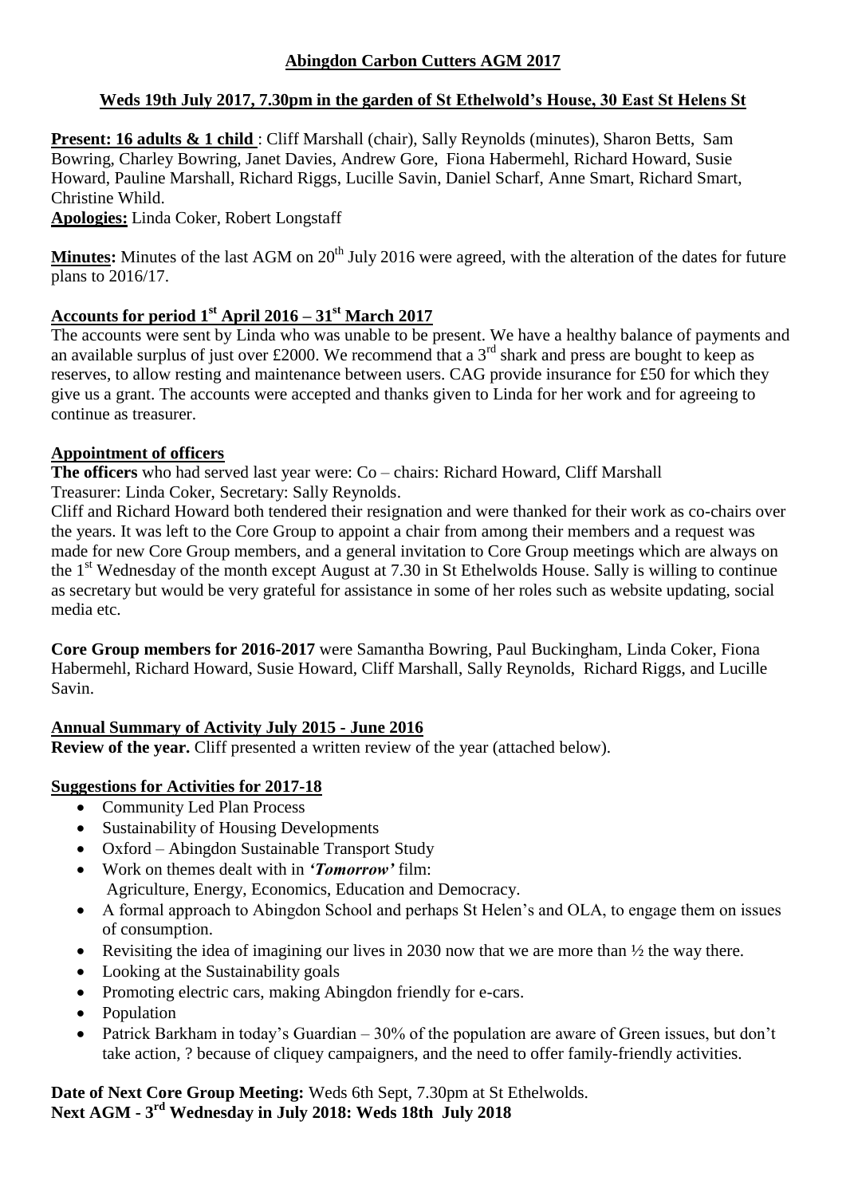# Abingdon Carbon Cutters AGM 2017

## Weds 19th July 2017, 7.30pm in the garden of St Ethelwold's House, 30 East St Helens St

**Present: 16 adults & 1 child** : Cliff Marshall (chair), Sally Reynolds (minutes), Sharon Betts, Sam Bowring, Charley Bowring, Janet Davies, Andrew Gore, Fiona Habermehl, Richard Howard, Susie Howard, Pauline Marshall, Richard Riggs, Lucille Savin, Daniel Scharf, Anne Smart, Richard Smart, Christine Whild.

**Apologies:** Linda Coker, Robert Longstaff

**Minutes:** Minutes of the last AGM on 20th July 2016 were agreed, with the alteration of the dates for future plans to 2016/17.

### Accounts for period 1st April 2016 – 31st March 2017

The accounts were sent by Linda who was unable to be present. We have a healthy balance of payments and an available surplus of just over £2000. We recommend that a 3rd shark and press are bought to keep as reserves, to allow resting and maintenance between users. CAG provide insurance for £50 for which they give us a grant. The accounts were accepted and thanks given to Linda for her work and for agreeing to continue as treasurer.

### Appointment of officers

**The officers** who had served last year were: Co – chairs: Richard Howard, Cliff Marshall
Treasurer: Linda Coker, Secretary: Sally Reynolds.

Cliff and Richard Howard both tendered their resignation and were thanked for their work as co-chairs over the years. It was left to the Core Group to appoint a chair from among their members and a request was made for new Core Group members, and a general invitation to Core Group meetings which are always on the 1st Wednesday of the month except August at 7.30 in St Ethelwolds House. Sally is willing to continue as secretary but would be very grateful for assistance in some of her roles such as website updating, social media etc.

**Core Group members for 2016-2017** were Samantha Bowring, Paul Buckingham, Linda Coker, Fiona Habermehl, Richard Howard, Susie Howard, Cliff Marshall, Sally Reynolds, Richard Riggs, and Lucille Savin.

### Annual Summary of Activity July 2015 - June 2016

**Review of the year.** Cliff presented a written review of the year (attached below).

### Suggestions for Activities for 2017-18

- Community Led Plan Process
- Sustainability of Housing Developments
- Oxford – Abingdon Sustainable Transport Study
- Work on themes dealt with in ***'Tomorrow'*** film:
  Agriculture, Energy, Economics, Education and Democracy.
- A formal approach to Abingdon School and perhaps St Helen's and OLA, to engage them on issues of consumption.
- Revisiting the idea of imagining our lives in 2030 now that we are more than ½ the way there.
- Looking at the Sustainability goals
- Promoting electric cars, making Abingdon friendly for e-cars.
- Population
- Patrick Barkham in today's Guardian – 30% of the population are aware of Green issues, but don't take action, ? because of cliquey campaigners, and the need to offer family-friendly activities.

**Date of Next Core Group Meeting:** Weds 6th Sept, 7.30pm at St Ethelwolds.
**Next AGM - 3rd Wednesday in July 2018: Weds 18th July 2018**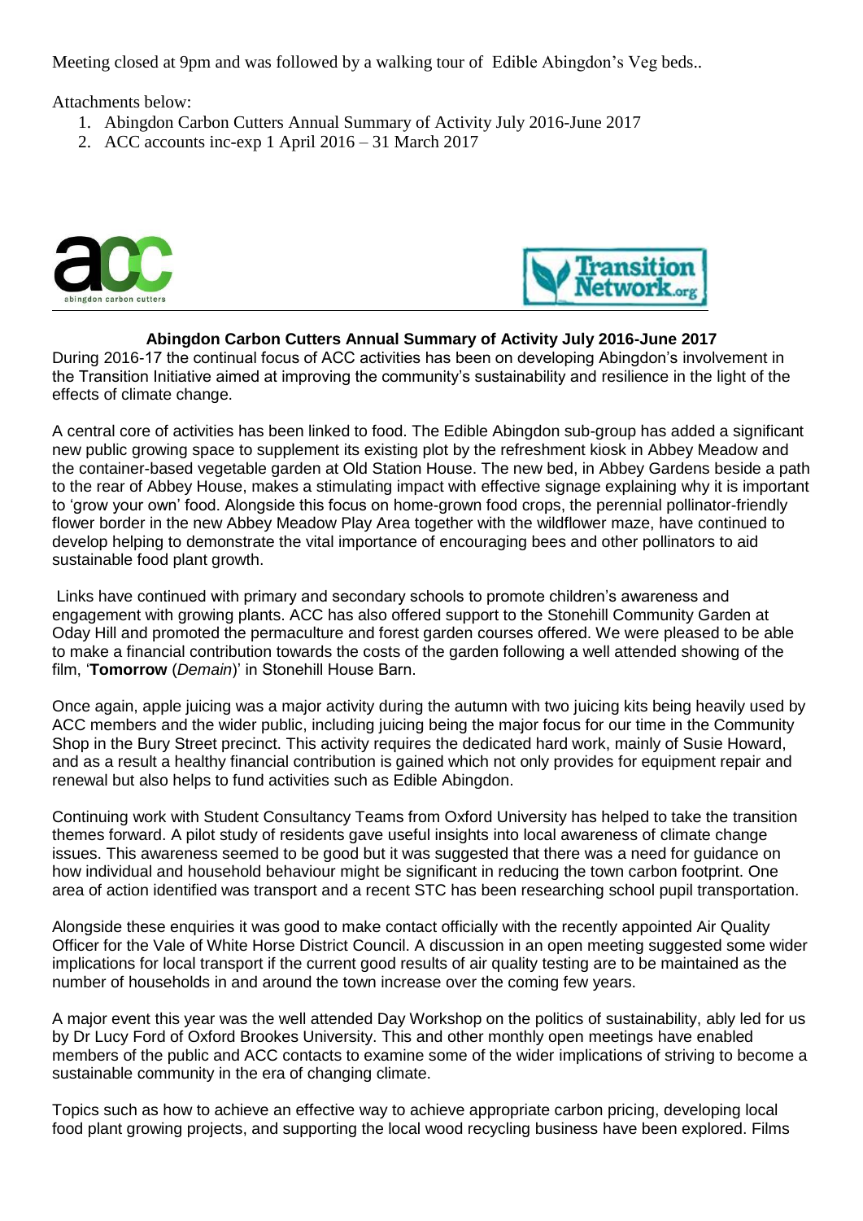Meeting closed at 9pm and was followed by a walking tour of Edible Abingdon's Veg beds..

Attachments below:

1. Abingdon Carbon Cutters Annual Summary of Activity July 2016-June 2017
2. ACC accounts inc-exp 1 April 2016 – 31 March 2017

## Abingdon Carbon Cutters Annual Summary of Activity July 2016-June 2017

During 2016-17 the continual focus of ACC activities has been on developing Abingdon's involvement in the Transition Initiative aimed at improving the community's sustainability and resilience in the light of the effects of climate change.

A central core of activities has been linked to food. The Edible Abingdon sub-group has added a significant new public growing space to supplement its existing plot by the refreshment kiosk in Abbey Meadow and the container-based vegetable garden at Old Station House. The new bed, in Abbey Gardens beside a path to the rear of Abbey House, makes a stimulating impact with effective signage explaining why it is important to 'grow your own' food. Alongside this focus on home-grown food crops, the perennial pollinator-friendly flower border in the new Abbey Meadow Play Area together with the wildflower maze, have continued to develop helping to demonstrate the vital importance of encouraging bees and other pollinators to aid sustainable food plant growth.

Links have continued with primary and secondary schools to promote children's awareness and engagement with growing plants. ACC has also offered support to the Stonehill Community Garden at Oday Hill and promoted the permaculture and forest garden courses offered. We were pleased to be able to make a financial contribution towards the costs of the garden following a well attended showing of the film, '**Tomorrow** (*Demain*)' in Stonehill House Barn.

Once again, apple juicing was a major activity during the autumn with two juicing kits being heavily used by ACC members and the wider public, including juicing being the major focus for our time in the Community Shop in the Bury Street precinct. This activity requires the dedicated hard work, mainly of Susie Howard, and as a result a healthy financial contribution is gained which not only provides for equipment repair and renewal but also helps to fund activities such as Edible Abingdon.

Continuing work with Student Consultancy Teams from Oxford University has helped to take the transition themes forward. A pilot study of residents gave useful insights into local awareness of climate change issues. This awareness seemed to be good but it was suggested that there was a need for guidance on how individual and household behaviour might be significant in reducing the town carbon footprint. One area of action identified was transport and a recent STC has been researching school pupil transportation.

Alongside these enquiries it was good to make contact officially with the recently appointed Air Quality Officer for the Vale of White Horse District Council. A discussion in an open meeting suggested some wider implications for local transport if the current good results of air quality testing are to be maintained as the number of households in and around the town increase over the coming few years.

A major event this year was the well attended Day Workshop on the politics of sustainability, ably led for us by Dr Lucy Ford of Oxford Brookes University. This and other monthly open meetings have enabled members of the public and ACC contacts to examine some of the wider implications of striving to become a sustainable community in the era of changing climate.

Topics such as how to achieve an effective way to achieve appropriate carbon pricing, developing local food plant growing projects, and supporting the local wood recycling business have been explored. Films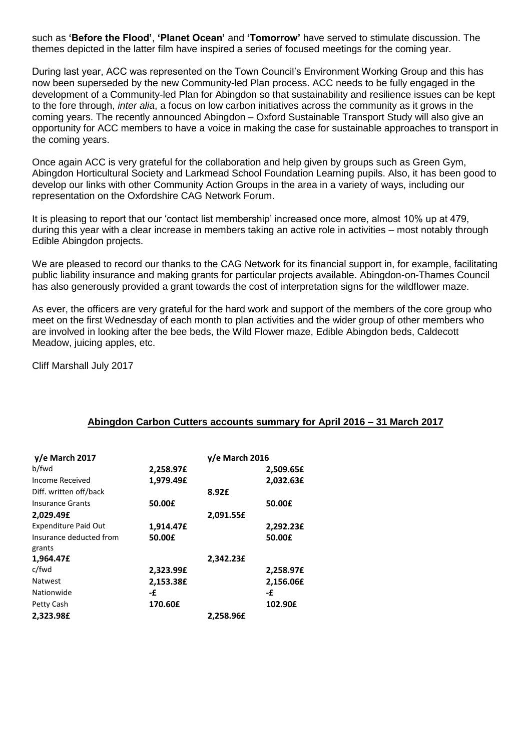such as **'Before the Flood'**, **'Planet Ocean'** and **'Tomorrow'** have served to stimulate discussion. The themes depicted in the latter film have inspired a series of focused meetings for the coming year.

During last year, ACC was represented on the Town Council's Environment Working Group and this has now been superseded by the new Community-led Plan process. ACC needs to be fully engaged in the development of a Community-led Plan for Abingdon so that sustainability and resilience issues can be kept to the fore through, *inter alia*, a focus on low carbon initiatives across the community as it grows in the coming years. The recently announced Abingdon – Oxford Sustainable Transport Study will also give an opportunity for ACC members to have a voice in making the case for sustainable approaches to transport in the coming years.

Once again ACC is very grateful for the collaboration and help given by groups such as Green Gym, Abingdon Horticultural Society and Larkmead School Foundation Learning pupils. Also, it has been good to develop our links with other Community Action Groups in the area in a variety of ways, including our representation on the Oxfordshire CAG Network Forum.

It is pleasing to report that our 'contact list membership' increased once more, almost 10% up at 479, during this year with a clear increase in members taking an active role in activities – most notably through Edible Abingdon projects.

We are pleased to record our thanks to the CAG Network for its financial support in, for example, facilitating public liability insurance and making grants for particular projects available. Abingdon-on-Thames Council has also generously provided a grant towards the cost of interpretation signs for the wildflower maze.

As ever, the officers are very grateful for the hard work and support of the members of the core group who meet on the first Wednesday of each month to plan activities and the wider group of other members who are involved in looking after the bee beds, the Wild Flower maze, Edible Abingdon beds, Caldecott Meadow, juicing apples, etc.

Cliff Marshall July 2017

## Abingdon Carbon Cutters accounts summary for April 2016 – 31 March 2017

| y/e March 2017 | | y/e March 2016 | |
|---|---|---|---|
| b/fwd | **2,258.97£** | | **2,509.65£** |
| Income Received | **1,979.49£** | | **2,032.63£** |
| Diff. written off/back | | **8.92£** | |
| Insurance Grants | **50.00£** | | **50.00£** |
| **2,029.49£** | | **2,091.55£** | |
| Expenditure Paid Out | **1,914.47£** | | **2,292.23£** |
| Insurance deducted from grants | **50.00£** | | **50.00£** |
| **1,964.47£** | | **2,342.23£** | |
| c/fwd | **2,323.99£** | | **2,258.97£** |
| Natwest | **2,153.38£** | | **2,156.06£** |
| Nationwide | **-£** | | **-£** |
| Petty Cash | **170.60£** | | **102.90£** |
| **2,323.98£** | | **2,258.96£** | |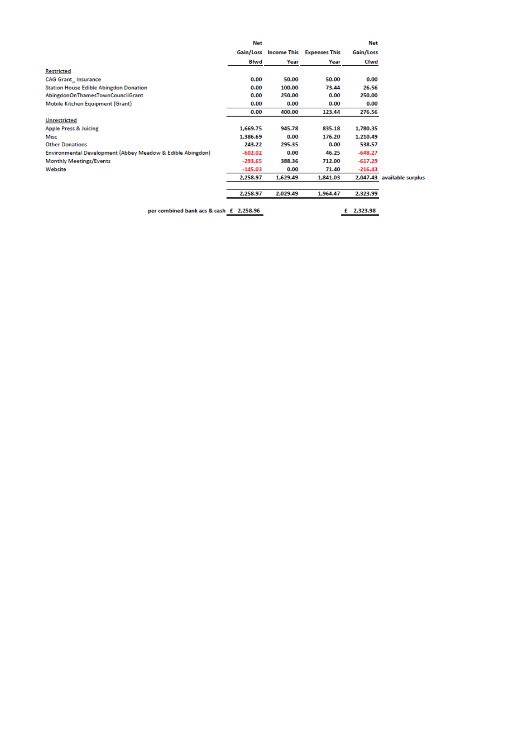| | Net Gain/Loss Bfwd | Income This Year | Expenses This Year | Net Gain/Loss Cfwd | |
|---|---|---|---|---|---|
| Restricted | | | | | |
| CAG Grant_ Insurance | 0.00 | 50.00 | 50.00 | 0.00 | |
| Station House Edible Abingdon Donation | 0.00 | 100.00 | 73.44 | 26.56 | |
| AbingdonOnThamesTownCouncilGrant | 0.00 | 250.00 | 0.00 | 250.00 | |
| Mobile Kitchen Equipment (Grant) | 0.00 | 0.00 | 0.00 | 0.00 | |
| | 0.00 | 400.00 | 123.44 | 276.56 | |
| Unrestricted | | | | | |
| Apple Press & Juicing | 1,669.75 | 945.78 | 835.18 | 1,780.35 | |
| Misc | 1,386.69 | 0.00 | 176.20 | 1,210.49 | |
| Other Donations | 243.22 | 295.35 | 0.00 | 538.57 | |
| Environmental Development (Abbey Meadow & Edible Abingdon) | -602.02 | 0.00 | 46.25 | -648.27 | |
| Monthly Meetings/Events | -293.65 | 388.36 | 712.00 | -617.29 | |
| Website | -145.03 | 0.00 | 71.40 | -216.43 | |
| | 2,258.97 | 1,629.49 | 1,841.03 | 2,047.43 | available surplus |
| | 2,258.97 | 2,029.49 | 1,964.47 | 2,323.99 | |
| per combined bank acs & cash | £ 2,258.96 | | | £ 2,323.98 | |